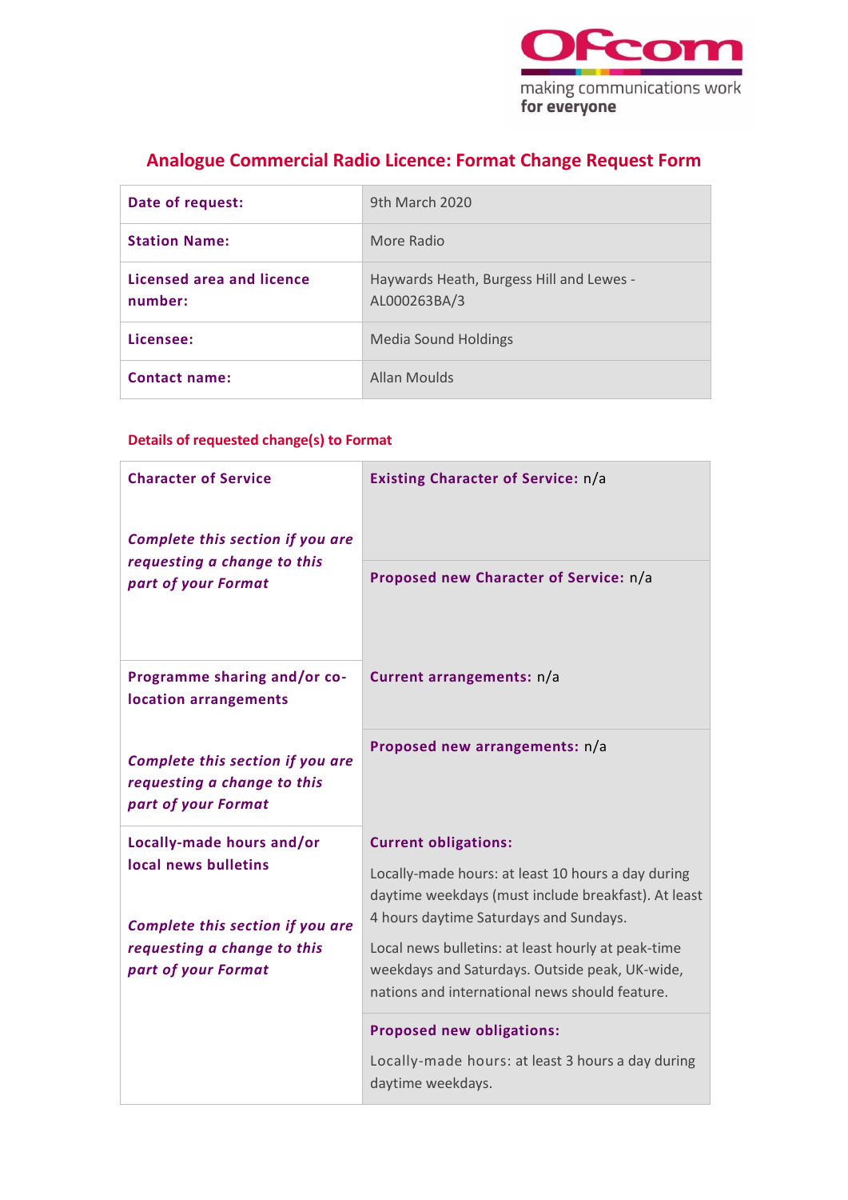# Analogue Commercial Radio Licence: Format Change Request Form

| | |
|---|---|
| **Date of request:** | 9th March 2020 |
| **Station Name:** | More Radio |
| **Licensed area and licence number:** | Haywards Heath, Burgess Hill and Lewes - AL000263BA/3 |
| **Licensee:** | Media Sound Holdings |
| **Contact name:** | Allan Moulds |

## Details of requested change(s) to Format

| | |
|---|---|
| **Character of Service**<br><br>***Complete this section if you are requesting a change to this part of your Format*** | **Existing Character of Service:** n/a |
| | **Proposed new Character of Service:** n/a |
| **Programme sharing and/or co-location arrangements**<br><br>***Complete this section if you are requesting a change to this part of your Format*** | **Current arrangements:** n/a |
| | **Proposed new arrangements:** n/a |
| **Locally-made hours and/or local news bulletins**<br><br>***Complete this section if you are requesting a change to this part of your Format*** | **Current obligations:**<br><br>Locally-made hours: at least 10 hours a day during daytime weekdays (must include breakfast). At least 4 hours daytime Saturdays and Sundays.<br><br>Local news bulletins: at least hourly at peak-time weekdays and Saturdays. Outside peak, UK-wide, nations and international news should feature. |
| | **Proposed new obligations:**<br><br>Locally-made hours: at least 3 hours a day during daytime weekdays. |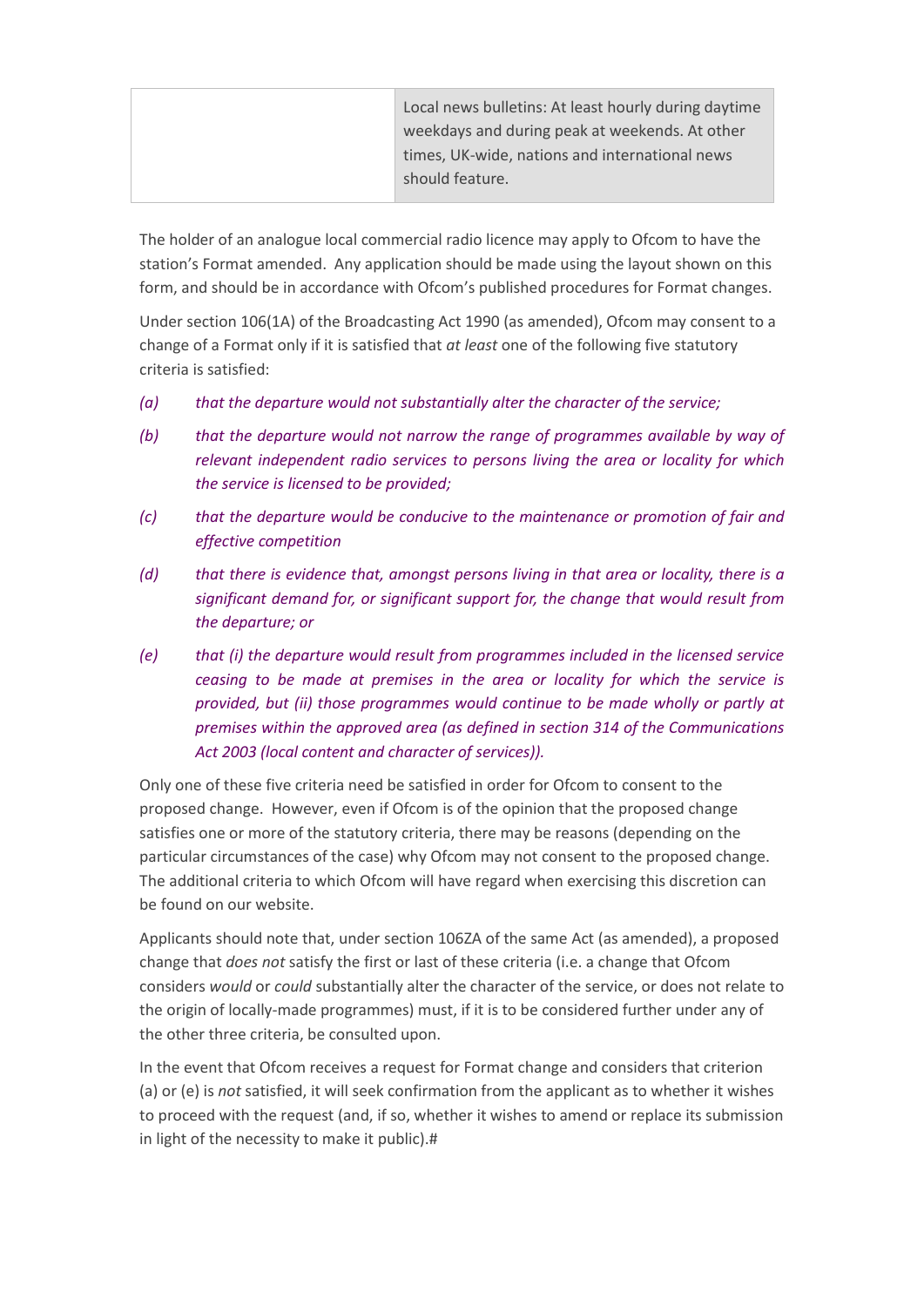| | Local news bulletins: At least hourly during daytime weekdays and during peak at weekends. At other times, UK-wide, nations and international news should feature. |
|---|---|

The holder of an analogue local commercial radio licence may apply to Ofcom to have the station's Format amended. Any application should be made using the layout shown on this form, and should be in accordance with Ofcom's published procedures for Format changes.

Under section 106(1A) of the Broadcasting Act 1990 (as amended), Ofcom may consent to a change of a Format only if it is satisfied that *at least* one of the following five statutory criteria is satisfied:

*(a) that the departure would not substantially alter the character of the service;*

*(b) that the departure would not narrow the range of programmes available by way of relevant independent radio services to persons living the area or locality for which the service is licensed to be provided;*

*(c) that the departure would be conducive to the maintenance or promotion of fair and effective competition*

*(d) that there is evidence that, amongst persons living in that area or locality, there is a significant demand for, or significant support for, the change that would result from the departure; or*

*(e) that (i) the departure would result from programmes included in the licensed service ceasing to be made at premises in the area or locality for which the service is provided, but (ii) those programmes would continue to be made wholly or partly at premises within the approved area (as defined in section 314 of the Communications Act 2003 (local content and character of services)).*

Only one of these five criteria need be satisfied in order for Ofcom to consent to the proposed change. However, even if Ofcom is of the opinion that the proposed change satisfies one or more of the statutory criteria, there may be reasons (depending on the particular circumstances of the case) why Ofcom may not consent to the proposed change. The additional criteria to which Ofcom will have regard when exercising this discretion can be found on our website.

Applicants should note that, under section 106ZA of the same Act (as amended), a proposed change that *does not* satisfy the first or last of these criteria (i.e. a change that Ofcom considers *would* or *could* substantially alter the character of the service, or does not relate to the origin of locally-made programmes) must, if it is to be considered further under any of the other three criteria, be consulted upon.

In the event that Ofcom receives a request for Format change and considers that criterion (a) or (e) is *not* satisfied, it will seek confirmation from the applicant as to whether it wishes to proceed with the request (and, if so, whether it wishes to amend or replace its submission in light of the necessity to make it public).#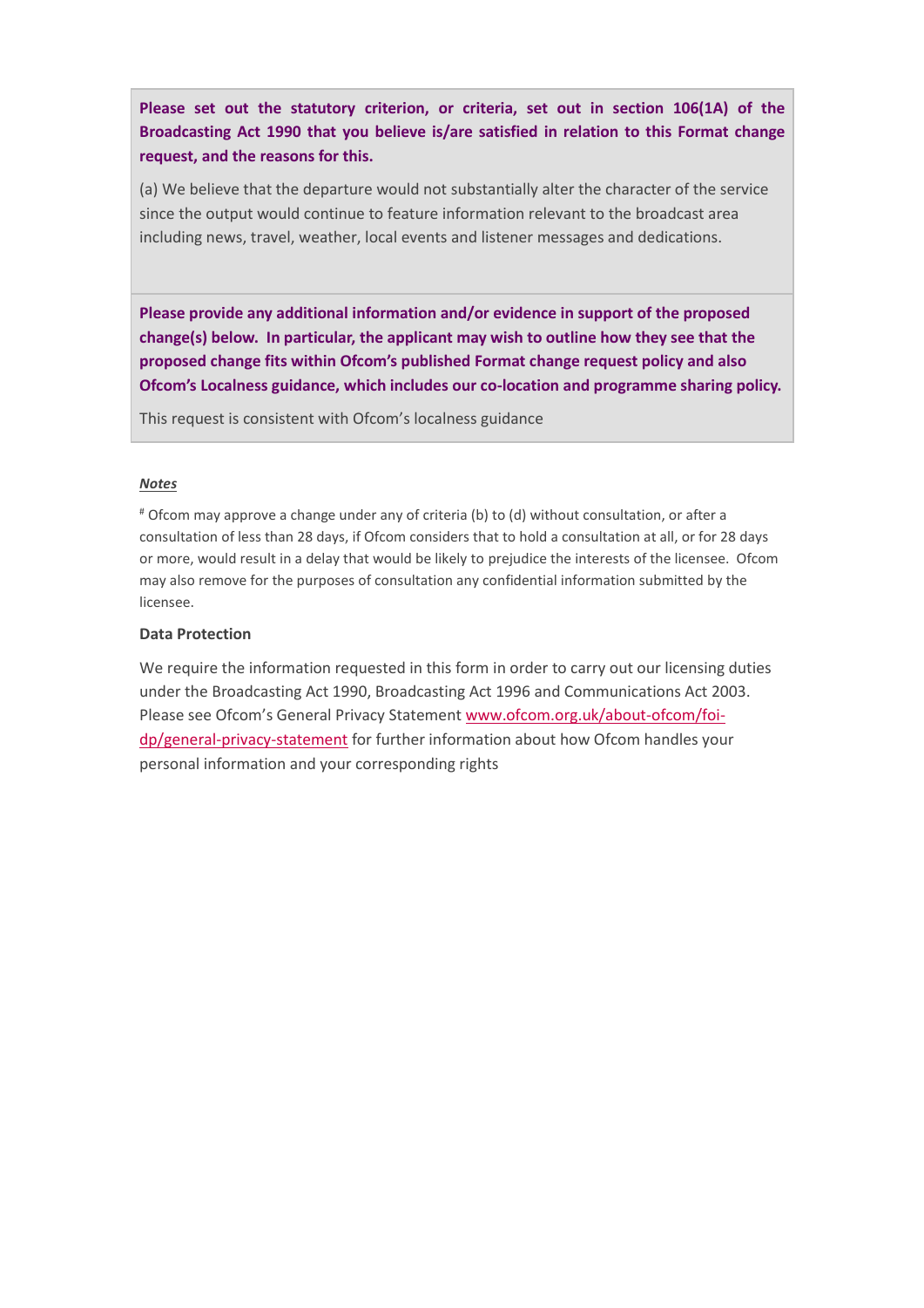**Please set out the statutory criterion, or criteria, set out in section 106(1A) of the Broadcasting Act 1990 that you believe is/are satisfied in relation to this Format change request, and the reasons for this.**

(a) We believe that the departure would not substantially alter the character of the service since the output would continue to feature information relevant to the broadcast area including news, travel, weather, local events and listener messages and dedications.

**Please provide any additional information and/or evidence in support of the proposed change(s) below. In particular, the applicant may wish to outline how they see that the proposed change fits within Ofcom's published Format change request policy and also Ofcom's Localness guidance, which includes our co-location and programme sharing policy.**

This request is consistent with Ofcom's localness guidance

***Notes***

# Ofcom may approve a change under any of criteria (b) to (d) without consultation, or after a consultation of less than 28 days, if Ofcom considers that to hold a consultation at all, or for 28 days or more, would result in a delay that would be likely to prejudice the interests of the licensee. Ofcom may also remove for the purposes of consultation any confidential information submitted by the licensee.

**Data Protection**

We require the information requested in this form in order to carry out our licensing duties under the Broadcasting Act 1990, Broadcasting Act 1996 and Communications Act 2003. Please see Ofcom's General Privacy Statement [www.ofcom.org.uk/about-ofcom/foi-dp/general-privacy-statement](www.ofcom.org.uk/about-ofcom/foi-dp/general-privacy-statement) for further information about how Ofcom handles your personal information and your corresponding rights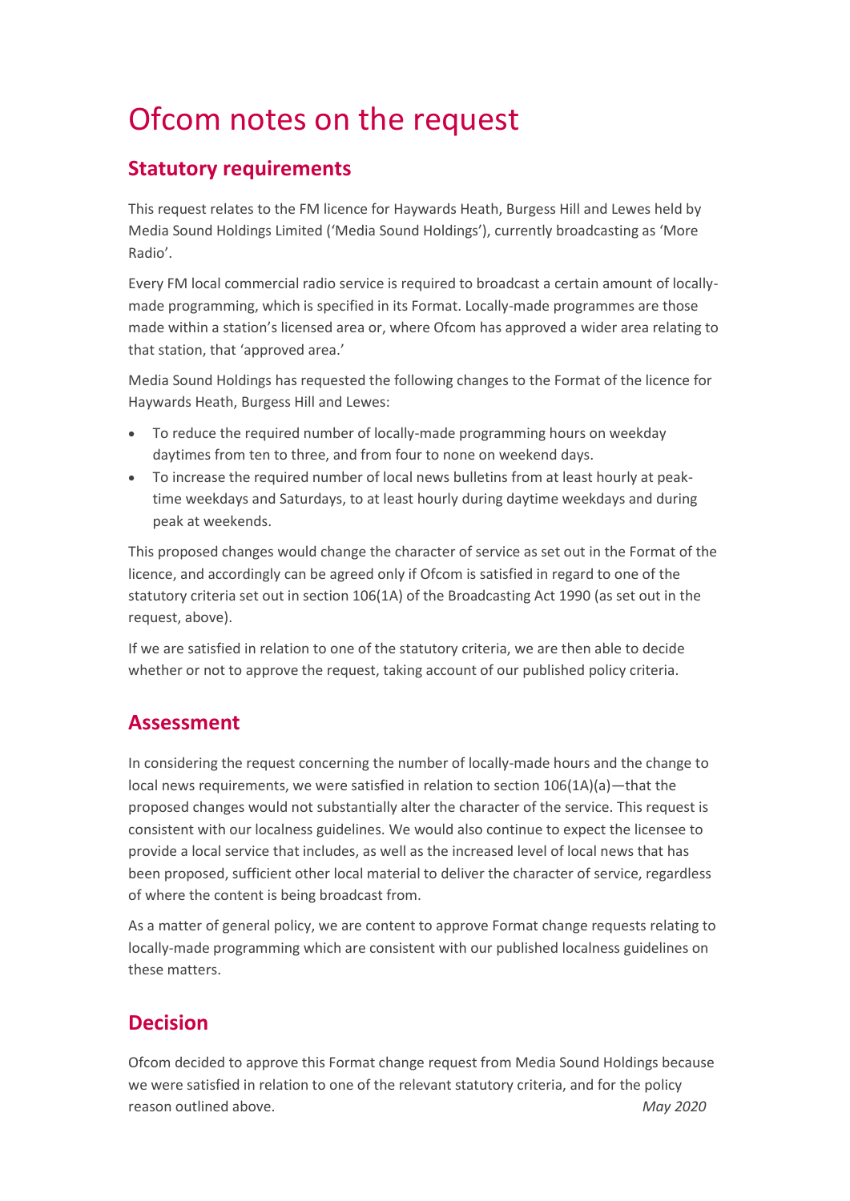# Ofcom notes on the request

## Statutory requirements

This request relates to the FM licence for Haywards Heath, Burgess Hill and Lewes held by Media Sound Holdings Limited ('Media Sound Holdings'), currently broadcasting as 'More Radio'.

Every FM local commercial radio service is required to broadcast a certain amount of locally-made programming, which is specified in its Format. Locally-made programmes are those made within a station's licensed area or, where Ofcom has approved a wider area relating to that station, that 'approved area.'

Media Sound Holdings has requested the following changes to the Format of the licence for Haywards Heath, Burgess Hill and Lewes:

- To reduce the required number of locally-made programming hours on weekday daytimes from ten to three, and from four to none on weekend days.
- To increase the required number of local news bulletins from at least hourly at peak-time weekdays and Saturdays, to at least hourly during daytime weekdays and during peak at weekends.

This proposed changes would change the character of service as set out in the Format of the licence, and accordingly can be agreed only if Ofcom is satisfied in regard to one of the statutory criteria set out in section 106(1A) of the Broadcasting Act 1990 (as set out in the request, above).

If we are satisfied in relation to one of the statutory criteria, we are then able to decide whether or not to approve the request, taking account of our published policy criteria.

## Assessment

In considering the request concerning the number of locally-made hours and the change to local news requirements, we were satisfied in relation to section 106(1A)(a)—that the proposed changes would not substantially alter the character of the service. This request is consistent with our localness guidelines. We would also continue to expect the licensee to provide a local service that includes, as well as the increased level of local news that has been proposed, sufficient other local material to deliver the character of service, regardless of where the content is being broadcast from.

As a matter of general policy, we are content to approve Format change requests relating to locally-made programming which are consistent with our published localness guidelines on these matters.

## Decision

Ofcom decided to approve this Format change request from Media Sound Holdings because we were satisfied in relation to one of the relevant statutory criteria, and for the policy reason outlined above.

*May 2020*